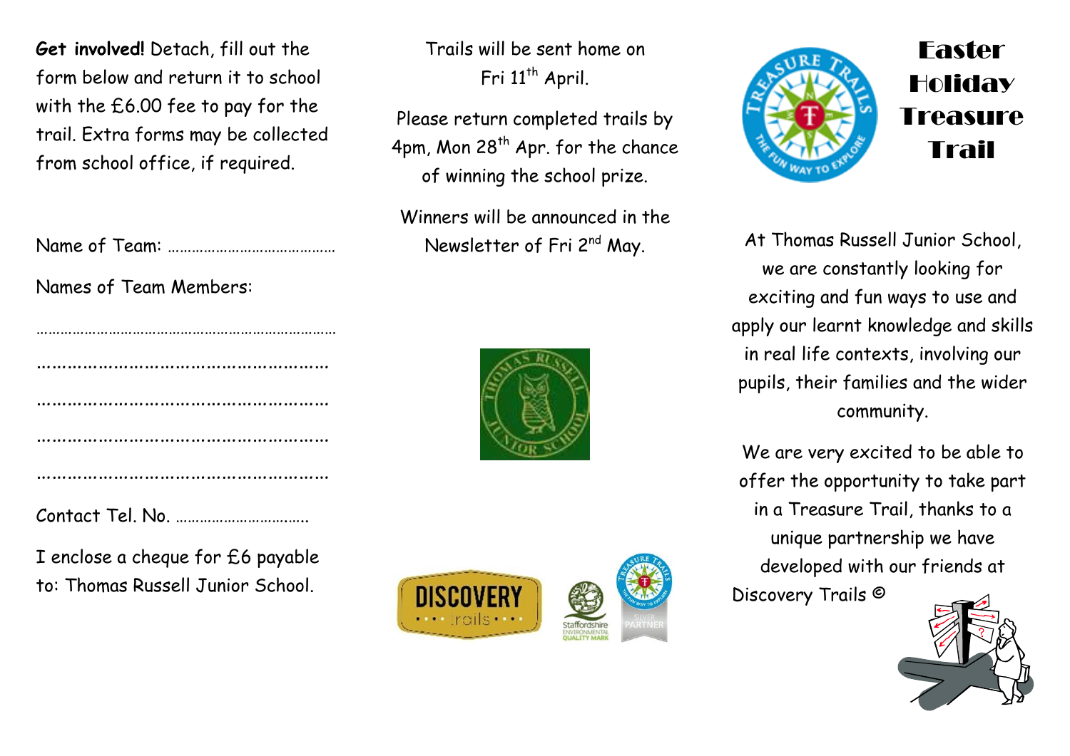**Get involved!** Detach, fill out the form below and return it to school with the £6.00 fee to pay for the trail. Extra forms may be collected from school office, if required.

Name of Team: ……………………………………

Names of Team Members:

……………………………………………………………………

…………………………………………………

…………………………………………………

…………………………………………………

…………………………………………………

Contact Tel. No. ……………………………

I enclose a cheque for £6 payable to: Thomas Russell Junior School.

Trails will be sent home on Fri 11th April.

Please return completed trails by 4pm, Mon 28th Apr. for the chance of winning the school prize.

Winners will be announced in the Newsletter of Fri 2nd May.

# Easter Holiday Treasure Trail

At Thomas Russell Junior School, we are constantly looking for exciting and fun ways to use and apply our learnt knowledge and skills in real life contexts, involving our pupils, their families and the wider community.

We are very excited to be able to offer the opportunity to take part in a Treasure Trail, thanks to a unique partnership we have developed with our friends at Discovery Trails ©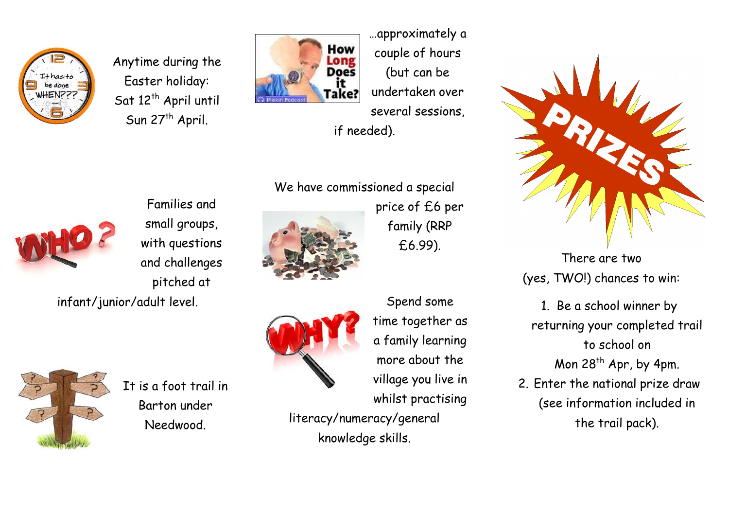Anytime during the Easter holiday: Sat 12th April until Sun 27th April.

…approximately a couple of hours (but can be undertaken over several sessions, if needed).

Families and small groups, with questions and challenges pitched at infant/junior/adult level.

We have commissioned a special price of £6 per family (RRP £6.99).

It is a foot trail in Barton under Needwood.

Spend some time together as a family learning more about the village you live in whilst practising literacy/numeracy/general knowledge skills.

PRIZES

There are two (yes, TWO!) chances to win:

1. Be a school winner by returning your completed trail to school on Mon 28th Apr, by 4pm.
2. Enter the national prize draw (see information included in the trail pack).